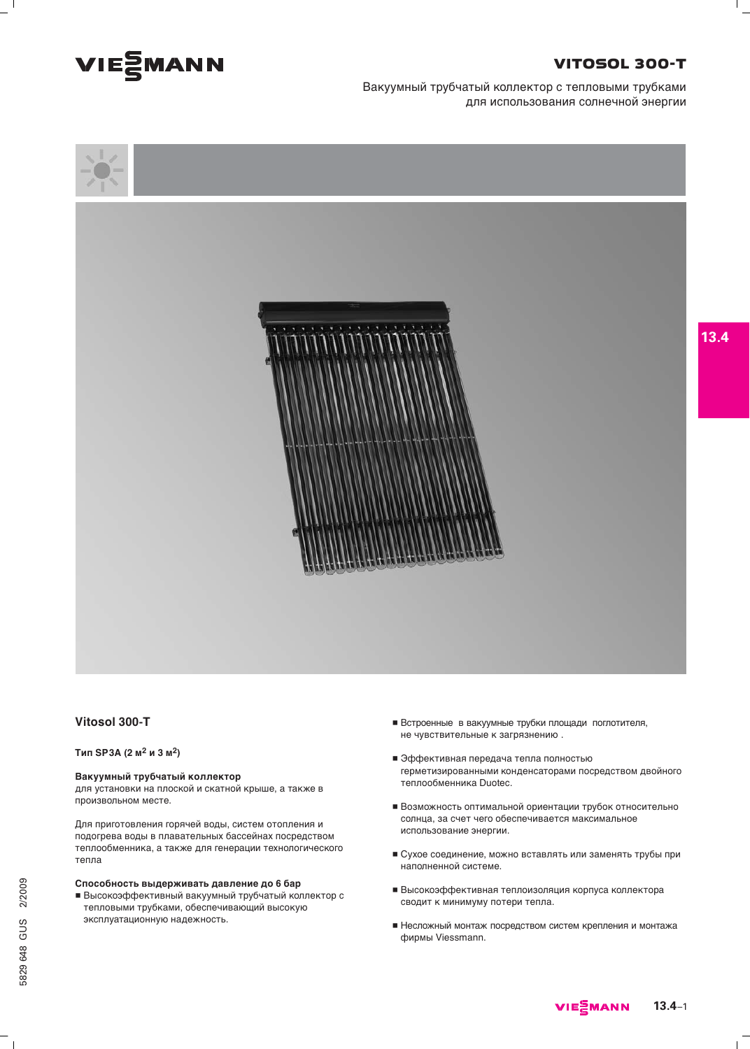# VITOSOL 300-T

Вакуумный трубчатый коллектор с тепловыми трубками для использования солнечной энергии

## Vitosol 300-T

**Тип SP3A (2 м$^2$ и 3 м$^2$)**

**Вакуумный трубчатый коллектор**
для установки на плоской и скатной крыше, а также в произвольном месте.

Для приготовления горячей воды, систем отопления и подогрева воды в плавательных бассейнах посредством теплообменника, а также для генерации технологического тепла

**Способность выдерживать давление до 6 бар**

- Высокоэффективный вакуумный трубчатый коллектор с тепловыми трубками, обеспечивающий высокую эксплуатационную надежность.
- Встроенные в вакуумные трубки площади поглотителя, не чувствительные к загрязнению .
- Эффективная передача тепла полностью герметизированными конденсаторами посредством двойного теплообменника Duotec.
- Возможность оптимальной ориентации трубок относительно солнца, за счет чего обеспечивается максимальное использование энергии.
- Сухое соединение, можно вставлять или заменять трубы при наполненной системе.
- Высокоэффективная теплоизоляция корпуса коллектора сводит к минимуму потери тепла.
- Несложный монтаж посредством систем крепления и монтажа фирмы Viessmann.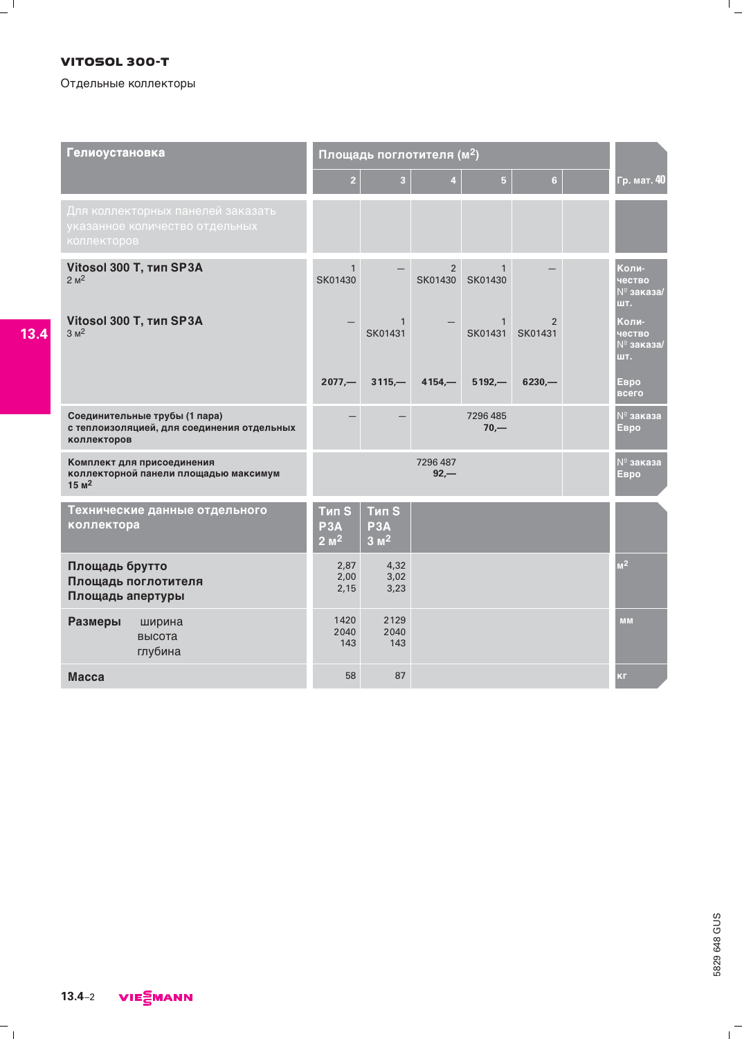# VITOSOL 300-T

Отдельные коллекторы

| Гелиоустановка | Площадь поглотителя (м²) | | | | | | Гр. мат. 40 |
|---|---|---|---|---|---|---|---|
| | 2 | 3 | 4 | 5 | 6 | | |
| Для коллекторных панелей заказать указанное количество отдельных коллекторов | | | | | | | |
| **Vitosol 300 T, тип SP3A** 2 м² | 1 SK01430 | — | 2 SK01430 | 1 SK01430 | — | | Коли-чество № заказа/ шт. |
| **Vitosol 300 T, тип SP3A** 3 м² | — | 1 SK01431 | — | 1 SK01431 | 2 SK01431 | | Коли-чество № заказа/ шт. |
| | **2077,—** | **3115,—** | **4154,—** | **5192,—** | **6230,—** | | Евро всего |
| **Соединительные трубы (1 пара) с теплоизоляцией, для соединения отдельных коллекторов** | — | — | 7296 485 **70,—** | | | | № заказа Евро |
| **Комплект для присоединения коллекторной панели площадью максимум 15 м²** | 7296 487 **92,—** | | | | | | № заказа Евро |

| Технические данные отдельного коллектора | Тип SP3A 2 м² | Тип SP3A 3 м² | |
|---|---|---|---|
| **Площадь брутто** | 2,87 | 4,32 | м² |
| **Площадь поглотителя** | 2,00 | 3,02 | м² |
| **Площадь апертуры** | 2,15 | 3,23 | м² |
| **Размеры** ширина | 1420 | 2129 | мм |
| высота | 2040 | 2040 | мм |
| глубина | 143 | 143 | мм |
| **Масса** | 58 | 87 | кг |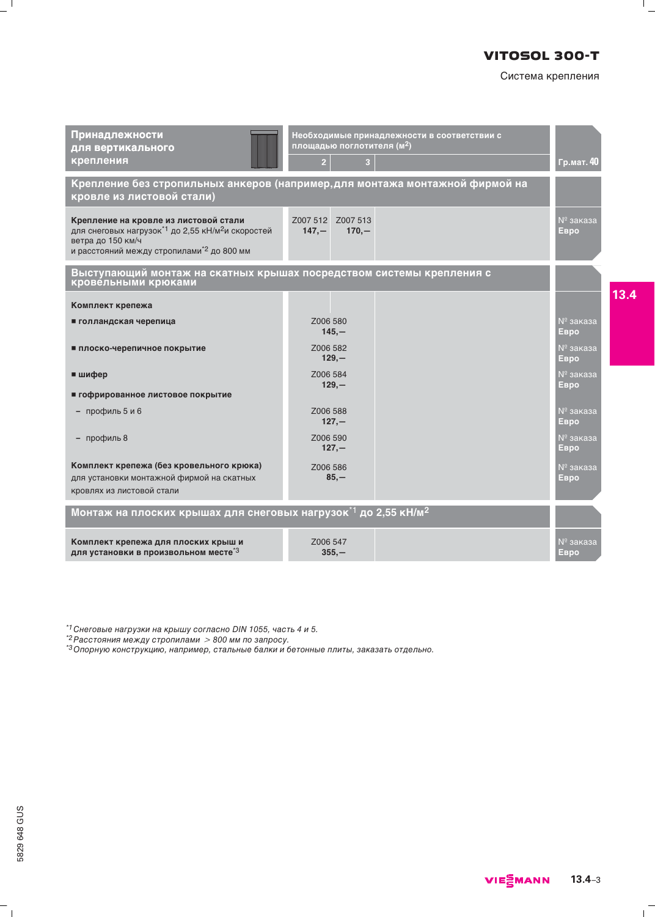## VITOSOL 300-T

Система крепления

| Принадлежности для вертикального крепления | Необходимые принадлежности в соответствии с площадью поглотителя (м²) | | Гр.мат. 40 |
|---|---|---|---|
| | 2 | 3 | |
| **Крепление без стропильных анкеров (например, для монтажа монтажной фирмой на кровле из листовой стали)** | | | |
| **Крепление на кровле из листовой стали** для снеговых нагрузок[1] до 2,55 кН/м² и скоростей ветра до 150 км/ч и расстояний между стропилами[2] до 800 мм | Z007 512 **147,–** | Z007 513 **170,–** | № заказа **Евро** |
| **Выступающий монтаж на скатных крышах посредством системы крепления с кровельными крюками** | | | |
| **Комплект крепежа** | | | |
| ■ **голландская черепица** | Z006 580 **145,–** | | № заказа **Евро** |
| ■ **плоско-черепичное покрытие** | Z006 582 **129,–** | | № заказа **Евро** |
| ■ **шифер** | Z006 584 **129,–** | | № заказа **Евро** |
| ■ **гофрированное листовое покрытие** | | | |
| – профиль 5 и 6 | Z006 588 **127,–** | | № заказа **Евро** |
| – профиль 8 | Z006 590 **127,–** | | № заказа **Евро** |
| **Комплект крепежа (без кровельного крюка)** для установки монтажной фирмой на скатных кровлях из листовой стали | Z006 586 **85,–** | | № заказа **Евро** |
| **Монтаж на плоских крышах для снеговых нагрузок[1] до 2,55 кН/м²** | | | |
| **Комплект крепежа для плоских крыш и для установки в произвольном месте**[3] | Z006 547 **355,–** | | № заказа **Евро** |

*[1] Снеговые нагрузки на крышу согласно DIN 1055, часть 4 и 5.*
*[2] Расстояния между стропилами > 800 мм по запросу.*
*[3] Опорную конструкцию, например, стальные балки и бетонные плиты, заказать отдельно.*